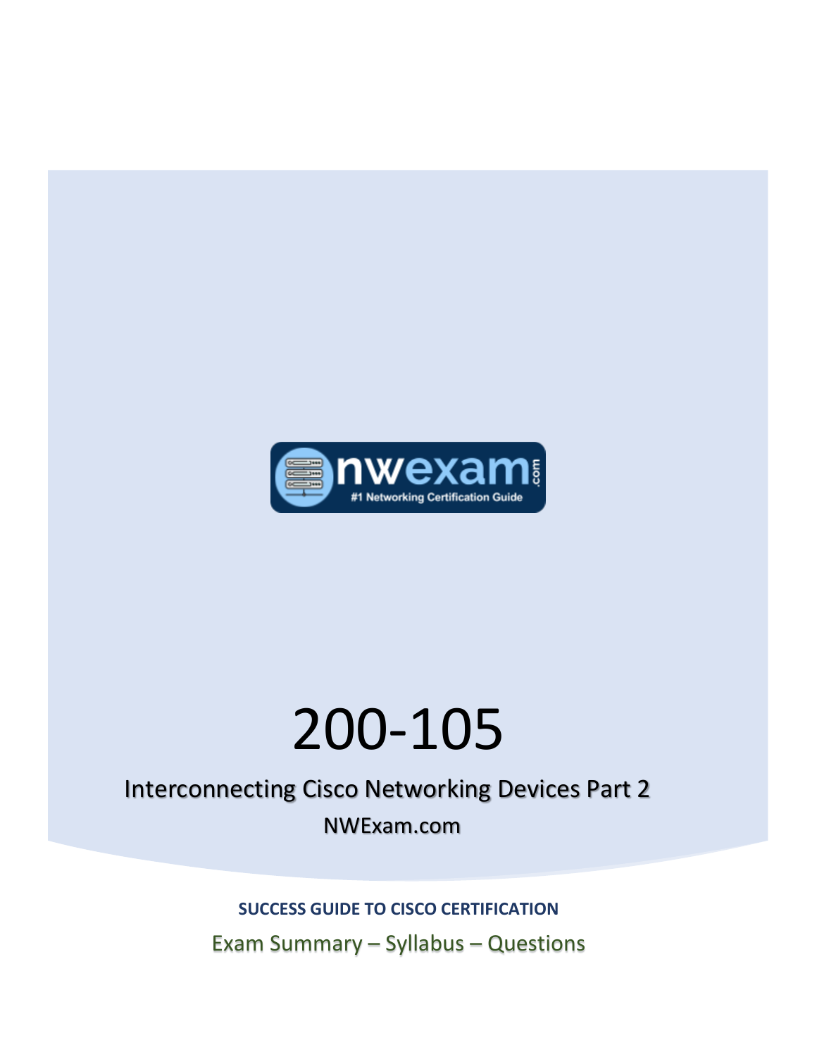# 200-105

## Interconnecting Cisco Networking Devices Part 2

NWExam.com

**SUCCESS GUIDE TO CISCO CERTIFICATION**

Exam Summary – Syllabus – Questions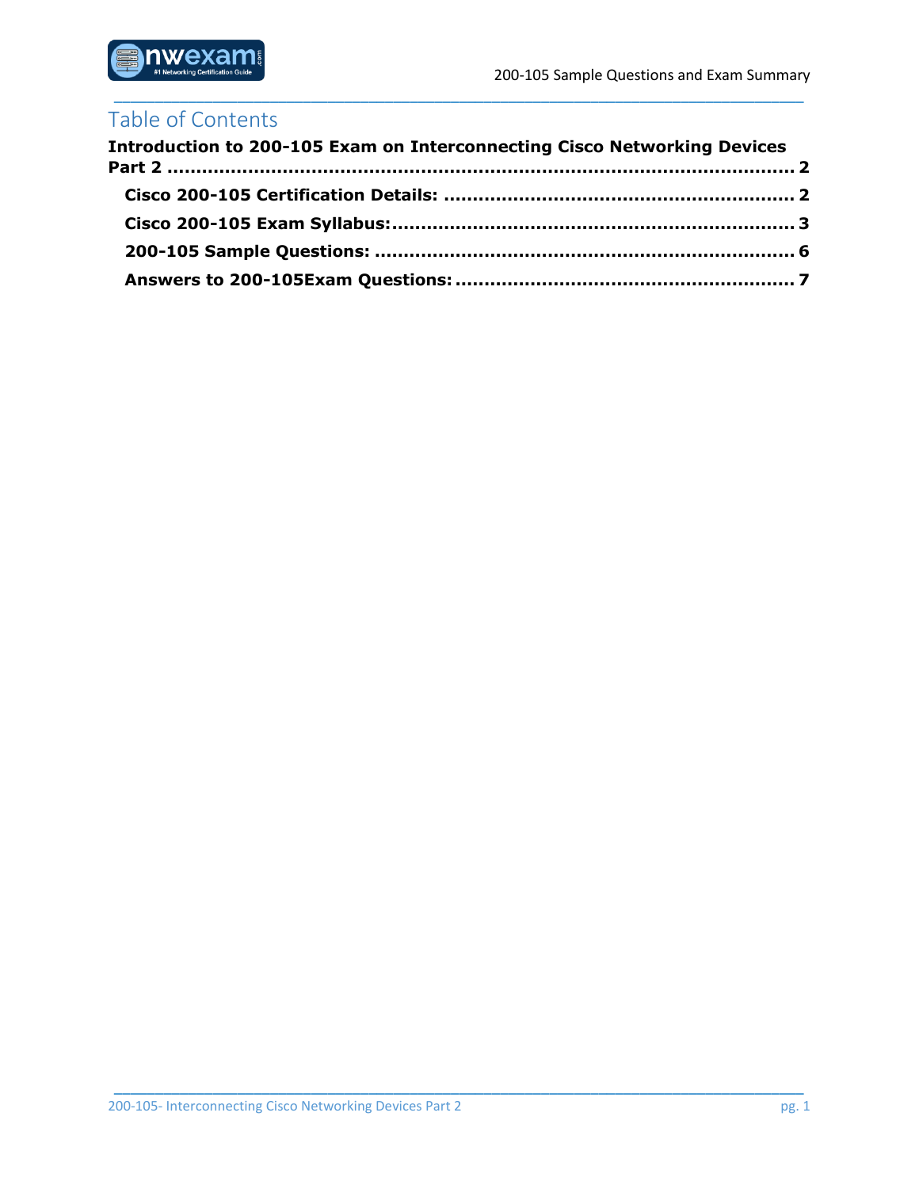# Table of Contents

**Introduction to 200-105 Exam on Interconnecting Cisco Networking Devices Part 2 ........................................................................................................ 2**

- **Cisco 200-105 Certification Details: ........................................................... 2**
- **Cisco 200-105 Exam Syllabus:.................................................................... 3**
- **200-105 Sample Questions: ....................................................................... 6**
- **Answers to 200-105Exam Questions: ......................................................... 7**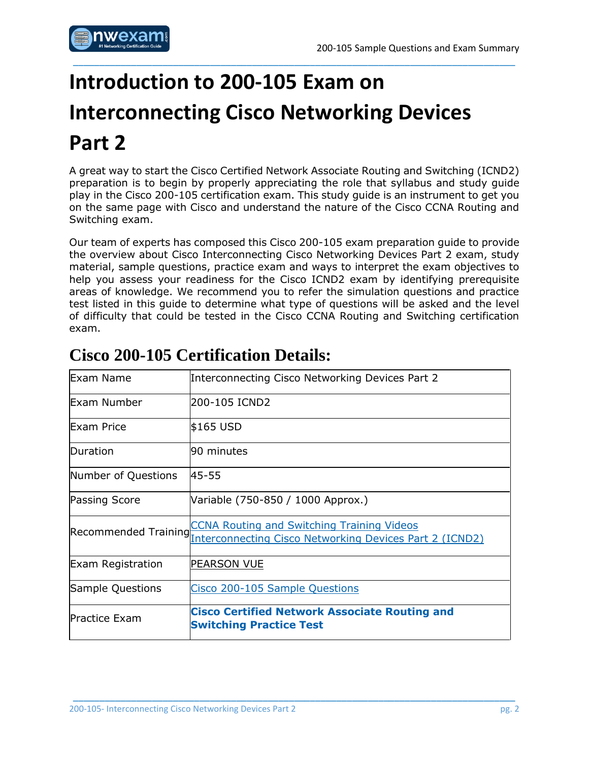# Introduction to 200-105 Exam on Interconnecting Cisco Networking Devices Part 2

A great way to start the Cisco Certified Network Associate Routing and Switching (ICND2) preparation is to begin by properly appreciating the role that syllabus and study guide play in the Cisco 200-105 certification exam. This study guide is an instrument to get you on the same page with Cisco and understand the nature of the Cisco CCNA Routing and Switching exam.

Our team of experts has composed this Cisco 200-105 exam preparation guide to provide the overview about Cisco Interconnecting Cisco Networking Devices Part 2 exam, study material, sample questions, practice exam and ways to interpret the exam objectives to help you assess your readiness for the Cisco ICND2 exam by identifying prerequisite areas of knowledge. We recommend you to refer the simulation questions and practice test listed in this guide to determine what type of questions will be asked and the level of difficulty that could be tested in the Cisco CCNA Routing and Switching certification exam.

## Cisco 200-105 Certification Details:

| | |
|---|---|
| Exam Name | Interconnecting Cisco Networking Devices Part 2 |
| Exam Number | 200-105 ICND2 |
| Exam Price | $165 USD |
| Duration | 90 minutes |
| Number of Questions | 45-55 |
| Passing Score | Variable (750-850 / 1000 Approx.) |
| Recommended Training | CCNA Routing and Switching Training Videos<br>Interconnecting Cisco Networking Devices Part 2 (ICND2) |
| Exam Registration | PEARSON VUE |
| Sample Questions | Cisco 200-105 Sample Questions |
| Practice Exam | **Cisco Certified Network Associate Routing and Switching Practice Test** |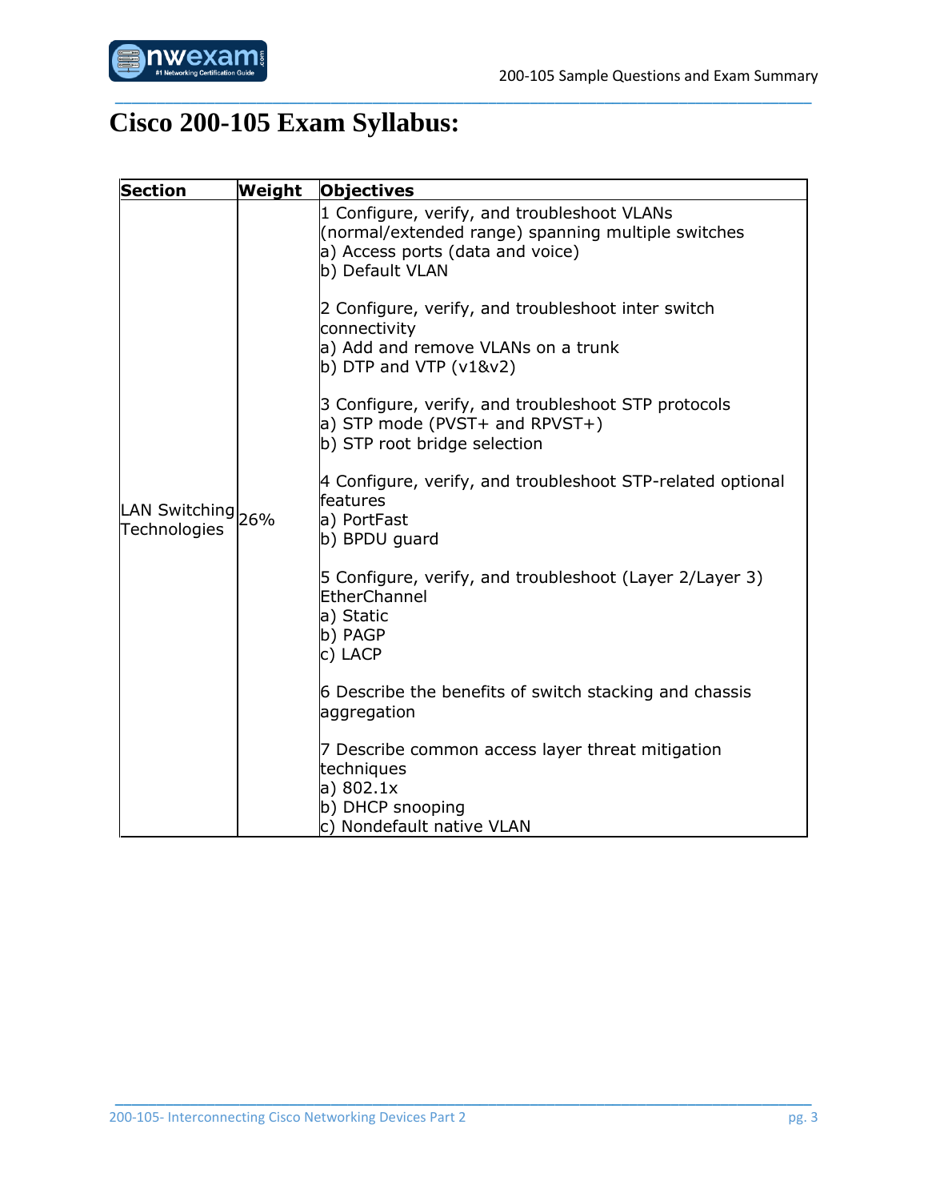# Cisco 200-105 Exam Syllabus:

| Section | Weight | Objectives |
| --- | --- | --- |
| LAN Switching Technologies | 26% | 1 Configure, verify, and troubleshoot VLANs (normal/extended range) spanning multiple switches<br>a) Access ports (data and voice)<br>b) Default VLAN<br><br>2 Configure, verify, and troubleshoot inter switch connectivity<br>a) Add and remove VLANs on a trunk<br>b) DTP and VTP (v1&v2)<br><br>3 Configure, verify, and troubleshoot STP protocols<br>a) STP mode (PVST+ and RPVST+)<br>b) STP root bridge selection<br><br>4 Configure, verify, and troubleshoot STP-related optional features<br>a) PortFast<br>b) BPDU guard<br><br>5 Configure, verify, and troubleshoot (Layer 2/Layer 3) EtherChannel<br>a) Static<br>b) PAGP<br>c) LACP<br><br>6 Describe the benefits of switch stacking and chassis aggregation<br><br>7 Describe common access layer threat mitigation techniques<br>a) 802.1x<br>b) DHCP snooping<br>c) Nondefault native VLAN |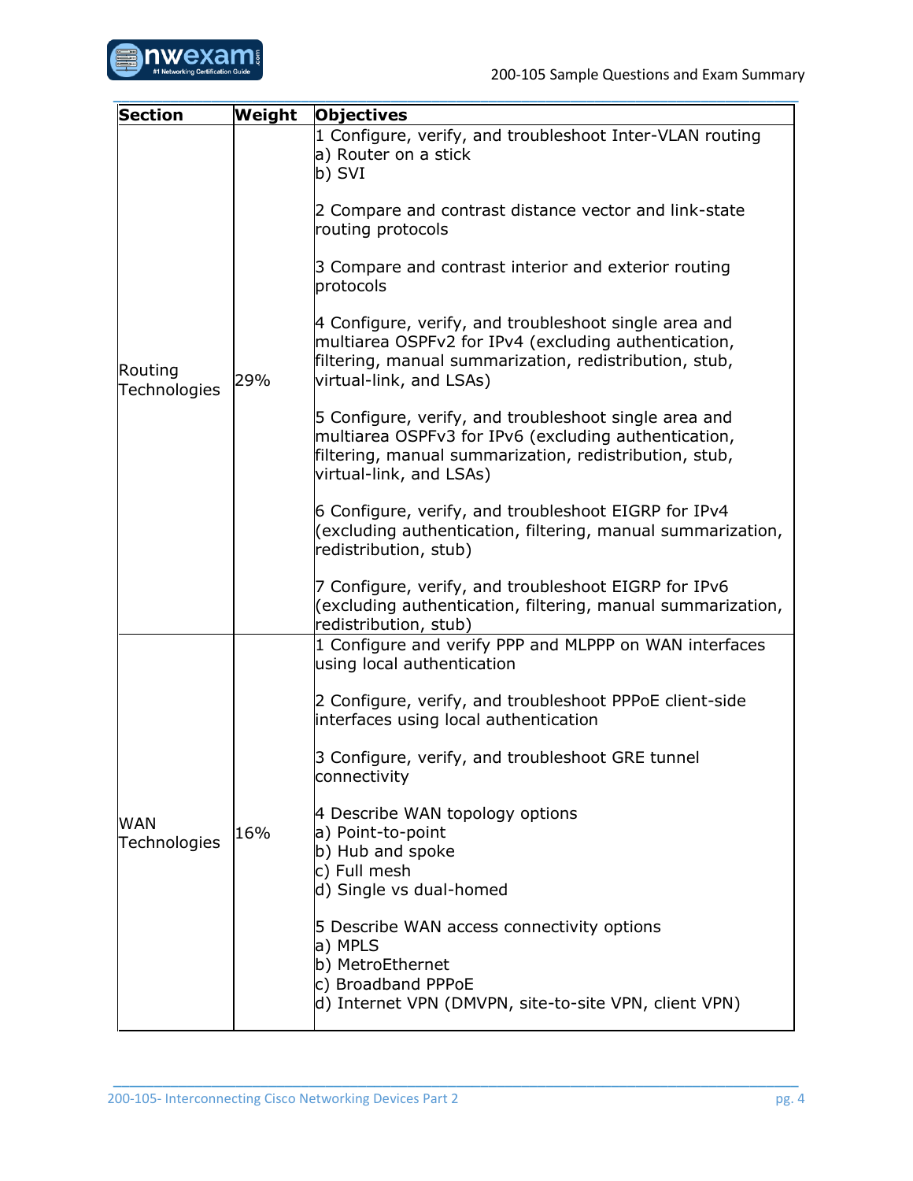| Section | Weight | Objectives |
|---|---|---|
| Routing Technologies | 29% | 1 Configure, verify, and troubleshoot Inter-VLAN routing<br>a) Router on a stick<br>b) SVI<br><br>2 Compare and contrast distance vector and link-state routing protocols<br><br>3 Compare and contrast interior and exterior routing protocols<br><br>4 Configure, verify, and troubleshoot single area and multiarea OSPFv2 for IPv4 (excluding authentication, filtering, manual summarization, redistribution, stub, virtual-link, and LSAs)<br><br>5 Configure, verify, and troubleshoot single area and multiarea OSPFv3 for IPv6 (excluding authentication, filtering, manual summarization, redistribution, stub, virtual-link, and LSAs)<br><br>6 Configure, verify, and troubleshoot EIGRP for IPv4 (excluding authentication, filtering, manual summarization, redistribution, stub)<br><br>7 Configure, verify, and troubleshoot EIGRP for IPv6 (excluding authentication, filtering, manual summarization, redistribution, stub) |
| WAN Technologies | 16% | 1 Configure and verify PPP and MLPPP on WAN interfaces using local authentication<br><br>2 Configure, verify, and troubleshoot PPPoE client-side interfaces using local authentication<br><br>3 Configure, verify, and troubleshoot GRE tunnel connectivity<br><br>4 Describe WAN topology options<br>a) Point-to-point<br>b) Hub and spoke<br>c) Full mesh<br>d) Single vs dual-homed<br><br>5 Describe WAN access connectivity options<br>a) MPLS<br>b) MetroEthernet<br>c) Broadband PPPoE<br>d) Internet VPN (DMVPN, site-to-site VPN, client VPN) |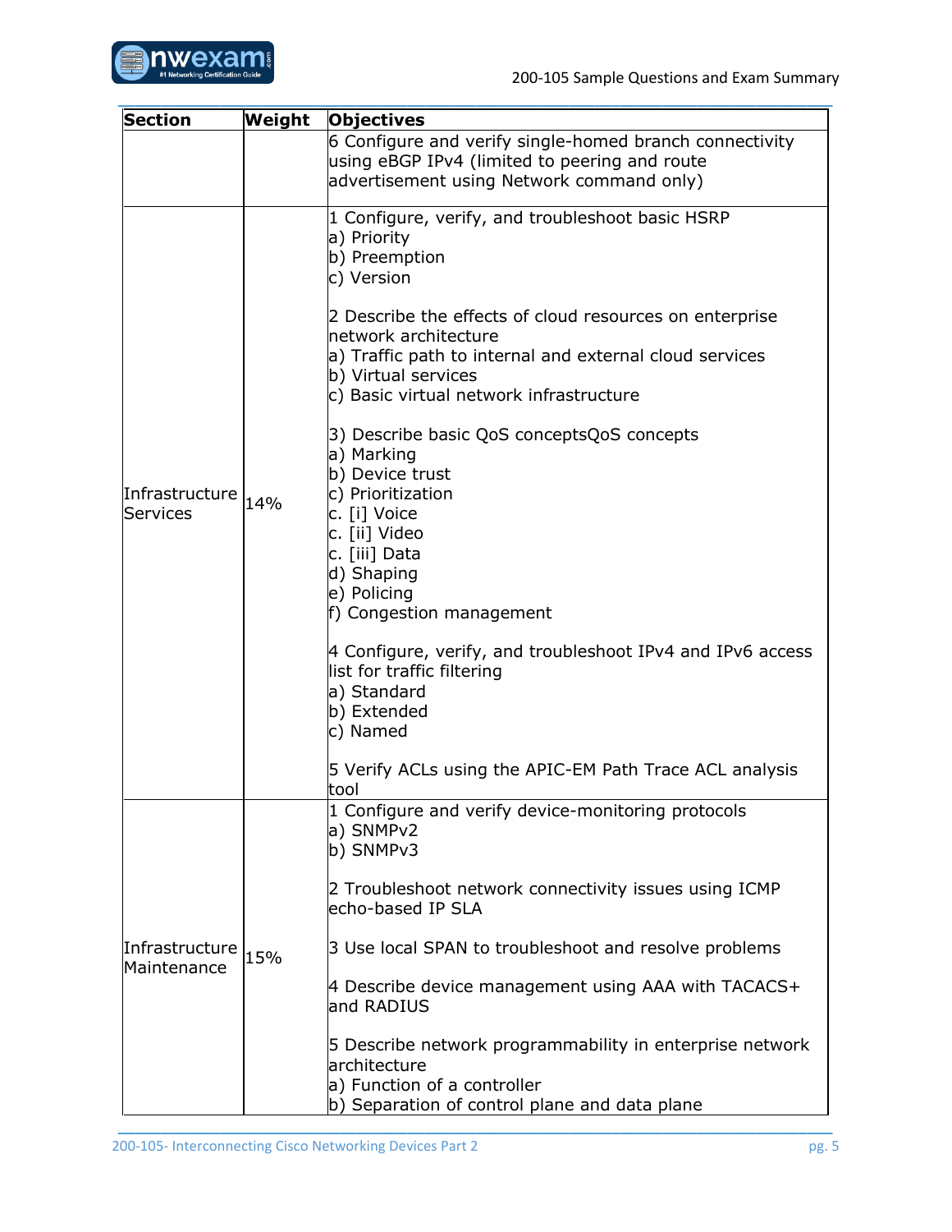| Section | Weight | Objectives |
|---|---|---|
| | | 6 Configure and verify single-homed branch connectivity using eBGP IPv4 (limited to peering and route advertisement using Network command only) |
| Infrastructure Services | 14% | 1 Configure, verify, and troubleshoot basic HSRP<br>a) Priority<br>b) Preemption<br>c) Version<br><br>2 Describe the effects of cloud resources on enterprise network architecture<br>a) Traffic path to internal and external cloud services<br>b) Virtual services<br>c) Basic virtual network infrastructure<br><br>3) Describe basic QoS conceptsQoS concepts<br>a) Marking<br>b) Device trust<br>c) Prioritization<br>c. [i] Voice<br>c. [ii] Video<br>c. [iii] Data<br>d) Shaping<br>e) Policing<br>f) Congestion management<br><br>4 Configure, verify, and troubleshoot IPv4 and IPv6 access list for traffic filtering<br>a) Standard<br>b) Extended<br>c) Named<br><br>5 Verify ACLs using the APIC-EM Path Trace ACL analysis tool |
| Infrastructure Maintenance | 15% | 1 Configure and verify device-monitoring protocols<br>a) SNMPv2<br>b) SNMPv3<br><br>2 Troubleshoot network connectivity issues using ICMP echo-based IP SLA<br><br>3 Use local SPAN to troubleshoot and resolve problems<br><br>4 Describe device management using AAA with TACACS+ and RADIUS<br><br>5 Describe network programmability in enterprise network architecture<br>a) Function of a controller<br>b) Separation of control plane and data plane |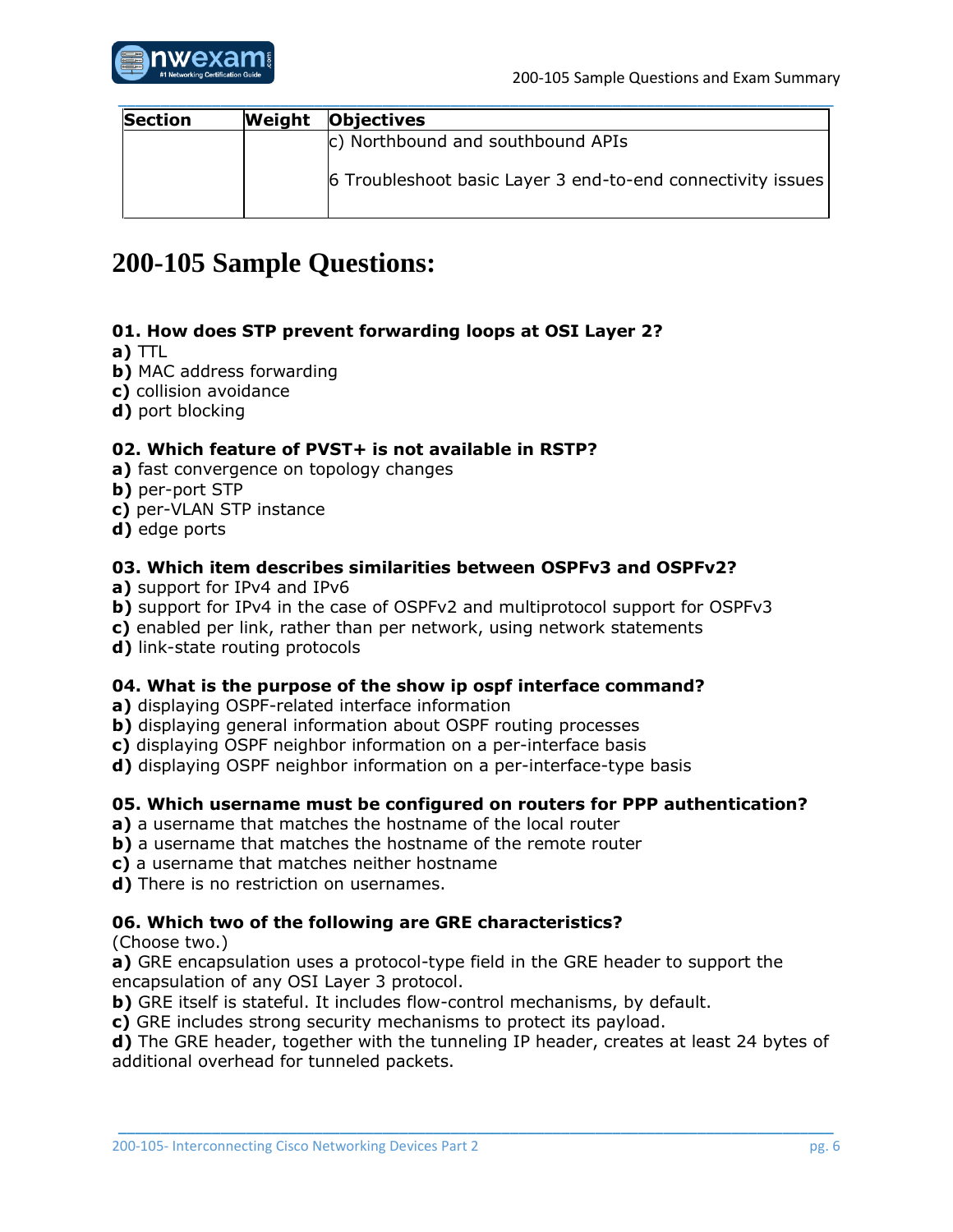| Section | Weight | Objectives |
|---|---|---|
| | | c) Northbound and southbound APIs<br><br>6 Troubleshoot basic Layer 3 end-to-end connectivity issues |

# 200-105 Sample Questions:

**01. How does STP prevent forwarding loops at OSI Layer 2?**

**a)** TTL
**b)** MAC address forwarding
**c)** collision avoidance
**d)** port blocking

**02. Which feature of PVST+ is not available in RSTP?**

**a)** fast convergence on topology changes
**b)** per-port STP
**c)** per-VLAN STP instance
**d)** edge ports

**03. Which item describes similarities between OSPFv3 and OSPFv2?**

**a)** support for IPv4 and IPv6
**b)** support for IPv4 in the case of OSPFv2 and multiprotocol support for OSPFv3
**c)** enabled per link, rather than per network, using network statements
**d)** link-state routing protocols

**04. What is the purpose of the show ip ospf interface command?**

**a)** displaying OSPF-related interface information
**b)** displaying general information about OSPF routing processes
**c)** displaying OSPF neighbor information on a per-interface basis
**d)** displaying OSPF neighbor information on a per-interface-type basis

**05. Which username must be configured on routers for PPP authentication?**

**a)** a username that matches the hostname of the local router
**b)** a username that matches the hostname of the remote router
**c)** a username that matches neither hostname
**d)** There is no restriction on usernames.

**06. Which two of the following are GRE characteristics?**
(Choose two.)

**a)** GRE encapsulation uses a protocol-type field in the GRE header to support the encapsulation of any OSI Layer 3 protocol.
**b)** GRE itself is stateful. It includes flow-control mechanisms, by default.
**c)** GRE includes strong security mechanisms to protect its payload.
**d)** The GRE header, together with the tunneling IP header, creates at least 24 bytes of additional overhead for tunneled packets.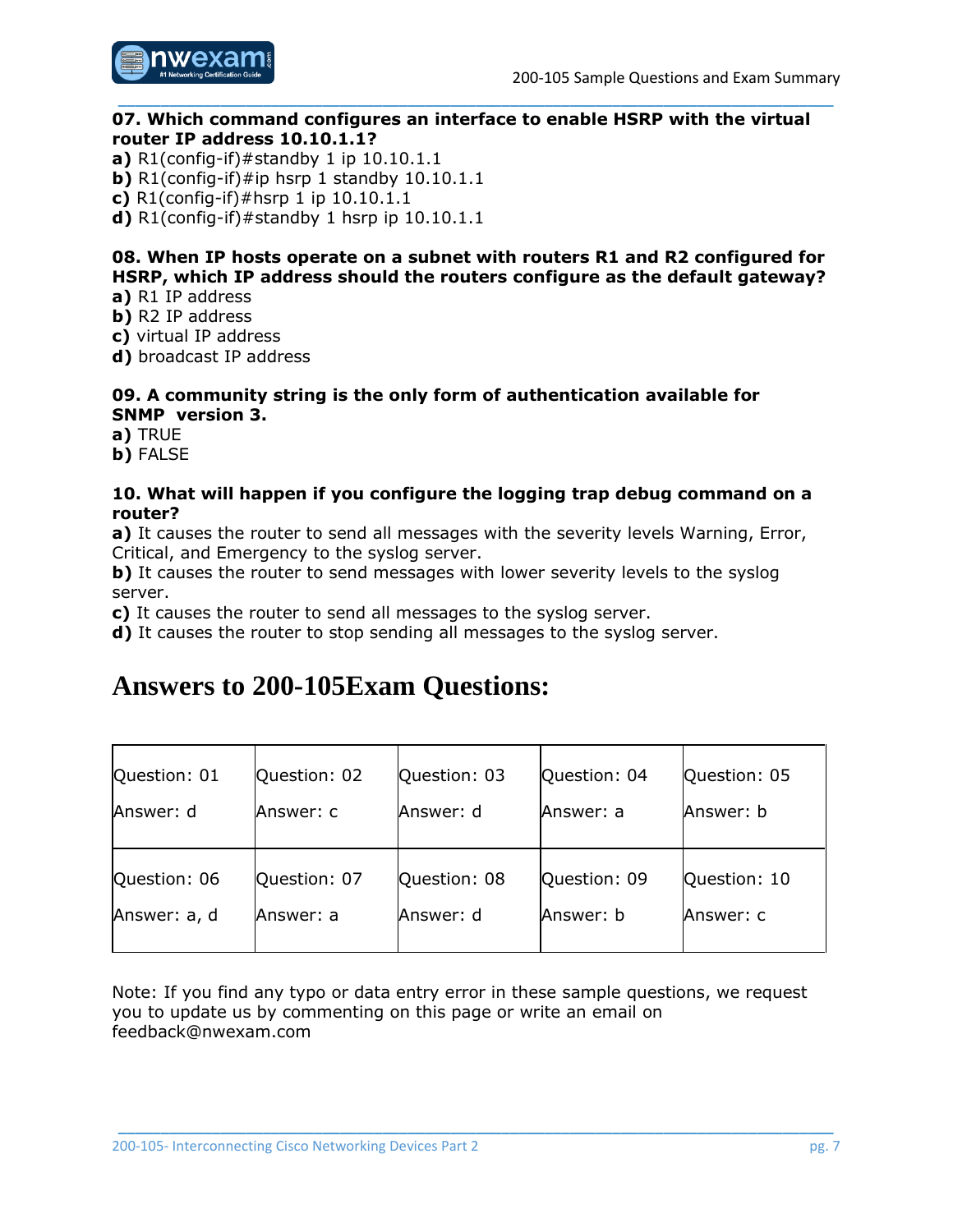**07. Which command configures an interface to enable HSRP with the virtual router IP address 10.10.1.1?**

**a)** R1(config-if)#standby 1 ip 10.10.1.1
**b)** R1(config-if)#ip hsrp 1 standby 10.10.1.1
**c)** R1(config-if)#hsrp 1 ip 10.10.1.1
**d)** R1(config-if)#standby 1 hsrp ip 10.10.1.1

**08. When IP hosts operate on a subnet with routers R1 and R2 configured for HSRP, which IP address should the routers configure as the default gateway?**

**a)** R1 IP address
**b)** R2 IP address
**c)** virtual IP address
**d)** broadcast IP address

**09. A community string is the only form of authentication available for SNMP version 3.**

**a)** TRUE
**b)** FALSE

**10. What will happen if you configure the logging trap debug command on a router?**

**a)** It causes the router to send all messages with the severity levels Warning, Error, Critical, and Emergency to the syslog server.
**b)** It causes the router to send messages with lower severity levels to the syslog server.
**c)** It causes the router to send all messages to the syslog server.
**d)** It causes the router to stop sending all messages to the syslog server.

# Answers to 200-105Exam Questions:

| | | | | |
|---|---|---|---|---|
| Question: 01<br>Answer: d | Question: 02<br>Answer: c | Question: 03<br>Answer: d | Question: 04<br>Answer: a | Question: 05<br>Answer: b |
| Question: 06<br>Answer: a, d | Question: 07<br>Answer: a | Question: 08<br>Answer: d | Question: 09<br>Answer: b | Question: 10<br>Answer: c |

Note: If you find any typo or data entry error in these sample questions, we request you to update us by commenting on this page or write an email on feedback@nwexam.com